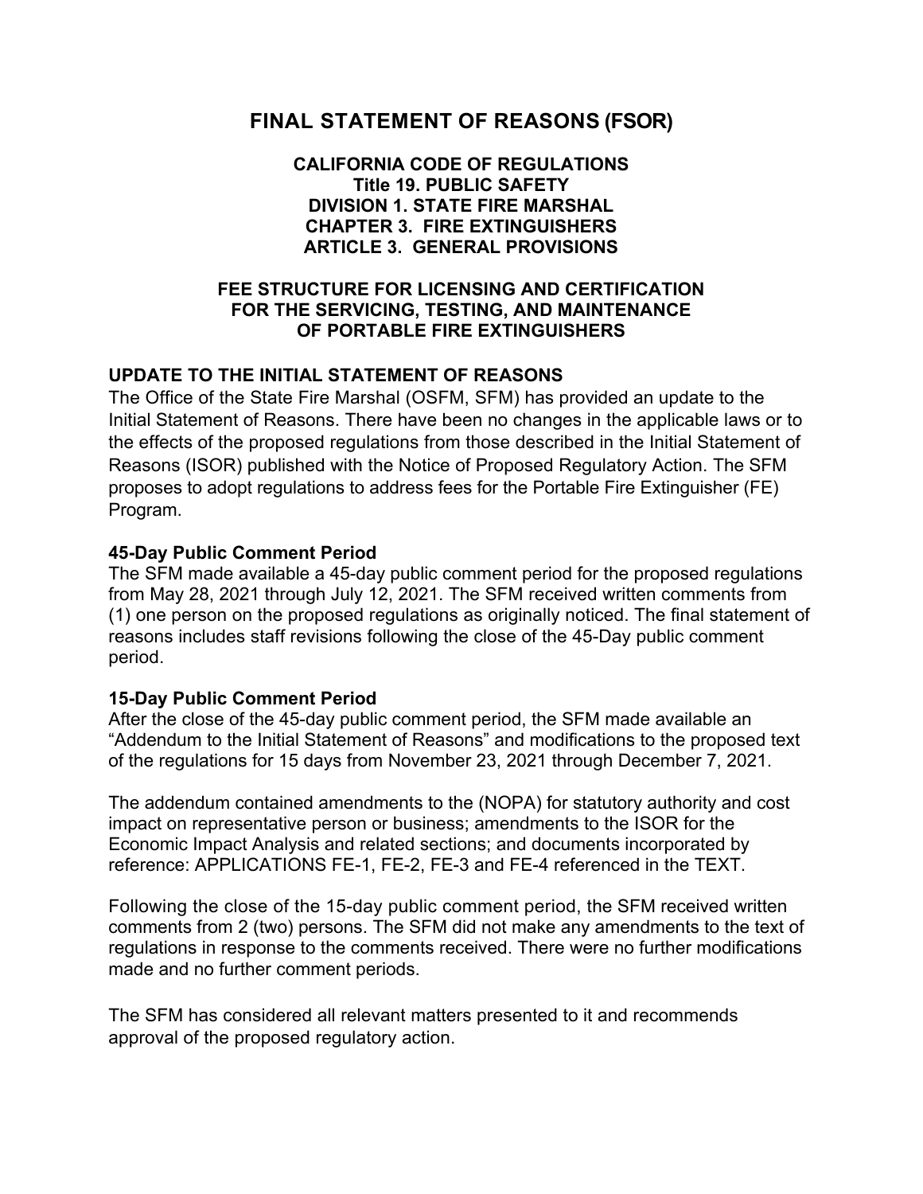# FINAL STATEMENT OF REASONS (FSOR)

**CALIFORNIA CODE OF REGULATIONS**
**Title 19. PUBLIC SAFETY**
**DIVISION 1. STATE FIRE MARSHAL**
**CHAPTER 3. FIRE EXTINGUISHERS**
**ARTICLE 3. GENERAL PROVISIONS**

**FEE STRUCTURE FOR LICENSING AND CERTIFICATION FOR THE SERVICING, TESTING, AND MAINTENANCE OF PORTABLE FIRE EXTINGUISHERS**

## UPDATE TO THE INITIAL STATEMENT OF REASONS

The Office of the State Fire Marshal (OSFM, SFM) has provided an update to the Initial Statement of Reasons. There have been no changes in the applicable laws or to the effects of the proposed regulations from those described in the Initial Statement of Reasons (ISOR) published with the Notice of Proposed Regulatory Action. The SFM proposes to adopt regulations to address fees for the Portable Fire Extinguisher (FE) Program.

### 45-Day Public Comment Period

The SFM made available a 45-day public comment period for the proposed regulations from May 28, 2021 through July 12, 2021. The SFM received written comments from (1) one person on the proposed regulations as originally noticed. The final statement of reasons includes staff revisions following the close of the 45-Day public comment period.

### 15-Day Public Comment Period

After the close of the 45-day public comment period, the SFM made available an "Addendum to the Initial Statement of Reasons" and modifications to the proposed text of the regulations for 15 days from November 23, 2021 through December 7, 2021.

The addendum contained amendments to the (NOPA) for statutory authority and cost impact on representative person or business; amendments to the ISOR for the Economic Impact Analysis and related sections; and documents incorporated by reference: APPLICATIONS FE-1, FE-2, FE-3 and FE-4 referenced in the TEXT.

Following the close of the 15-day public comment period, the SFM received written comments from 2 (two) persons. The SFM did not make any amendments to the text of regulations in response to the comments received. There were no further modifications made and no further comment periods.

The SFM has considered all relevant matters presented to it and recommends approval of the proposed regulatory action.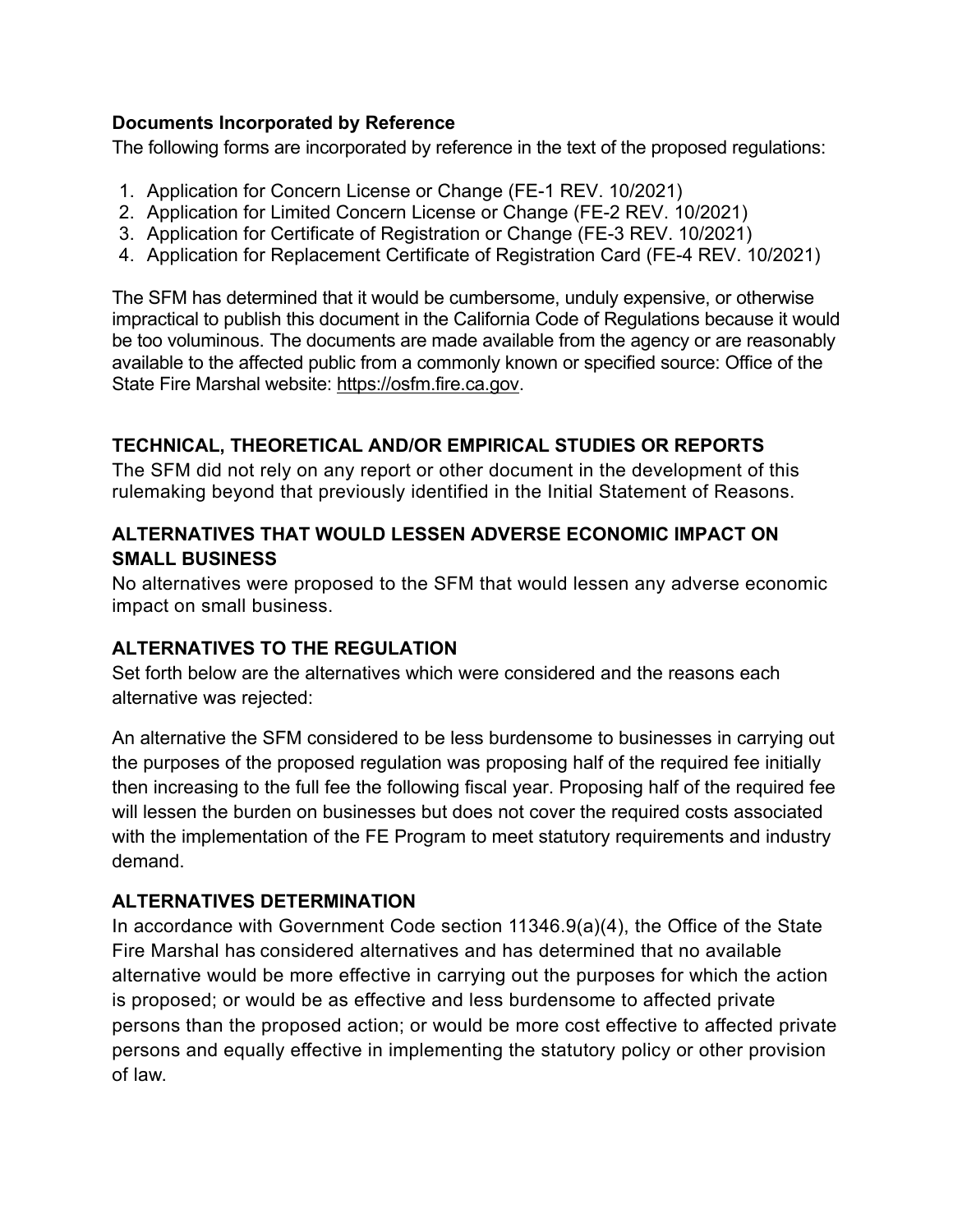### Documents Incorporated by Reference

The following forms are incorporated by reference in the text of the proposed regulations:

1. Application for Concern License or Change (FE-1 REV. 10/2021)
2. Application for Limited Concern License or Change (FE-2 REV. 10/2021)
3. Application for Certificate of Registration or Change (FE-3 REV. 10/2021)
4. Application for Replacement Certificate of Registration Card (FE-4 REV. 10/2021)

The SFM has determined that it would be cumbersome, unduly expensive, or otherwise impractical to publish this document in the California Code of Regulations because it would be too voluminous. The documents are made available from the agency or are reasonably available to the affected public from a commonly known or specified source: Office of the State Fire Marshal website: https://osfm.fire.ca.gov.

## TECHNICAL, THEORETICAL AND/OR EMPIRICAL STUDIES OR REPORTS

The SFM did not rely on any report or other document in the development of this rulemaking beyond that previously identified in the Initial Statement of Reasons.

## ALTERNATIVES THAT WOULD LESSEN ADVERSE ECONOMIC IMPACT ON SMALL BUSINESS

No alternatives were proposed to the SFM that would lessen any adverse economic impact on small business.

## ALTERNATIVES TO THE REGULATION

Set forth below are the alternatives which were considered and the reasons each alternative was rejected:

An alternative the SFM considered to be less burdensome to businesses in carrying out the purposes of the proposed regulation was proposing half of the required fee initially then increasing to the full fee the following fiscal year. Proposing half of the required fee will lessen the burden on businesses but does not cover the required costs associated with the implementation of the FE Program to meet statutory requirements and industry demand.

## ALTERNATIVES DETERMINATION

In accordance with Government Code section 11346.9(a)(4), the Office of the State Fire Marshal has considered alternatives and has determined that no available alternative would be more effective in carrying out the purposes for which the action is proposed; or would be as effective and less burdensome to affected private persons than the proposed action; or would be more cost effective to affected private persons and equally effective in implementing the statutory policy or other provision of law.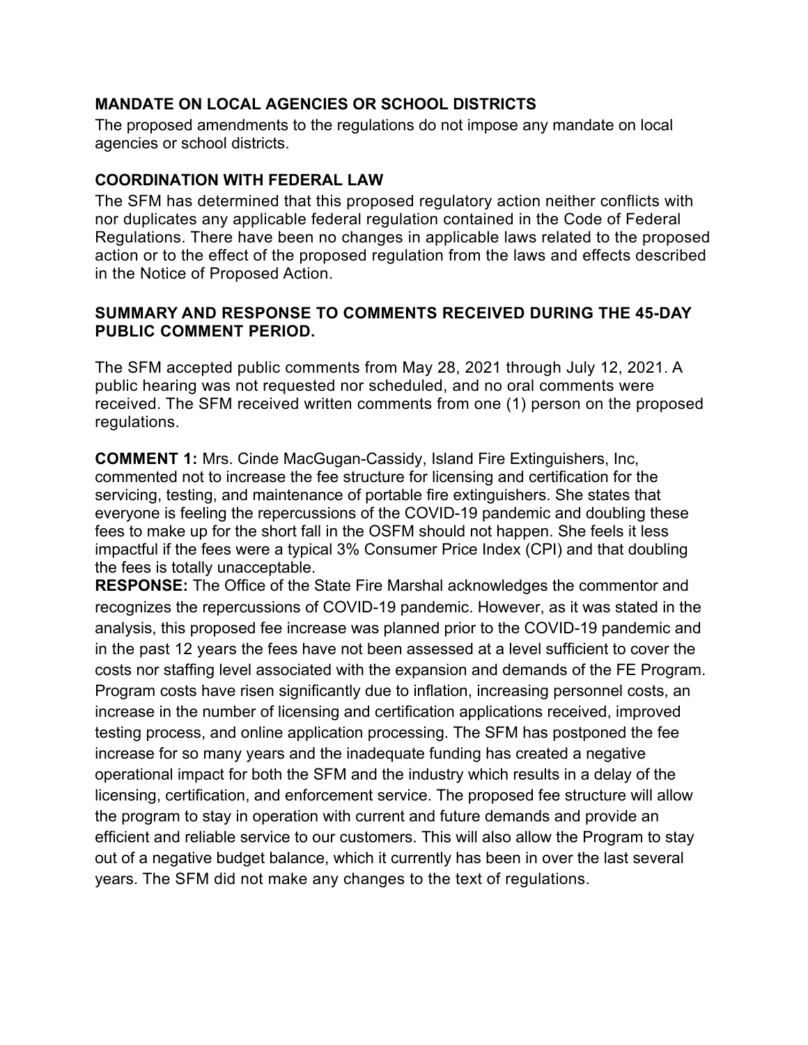### MANDATE ON LOCAL AGENCIES OR SCHOOL DISTRICTS

The proposed amendments to the regulations do not impose any mandate on local agencies or school districts.

### COORDINATION WITH FEDERAL LAW

The SFM has determined that this proposed regulatory action neither conflicts with nor duplicates any applicable federal regulation contained in the Code of Federal Regulations. There have been no changes in applicable laws related to the proposed action or to the effect of the proposed regulation from the laws and effects described in the Notice of Proposed Action.

### SUMMARY AND RESPONSE TO COMMENTS RECEIVED DURING THE 45-DAY PUBLIC COMMENT PERIOD.

The SFM accepted public comments from May 28, 2021 through July 12, 2021. A public hearing was not requested nor scheduled, and no oral comments were received. The SFM received written comments from one (1) person on the proposed regulations.

**COMMENT 1:** Mrs. Cinde MacGugan-Cassidy, Island Fire Extinguishers, Inc, commented not to increase the fee structure for licensing and certification for the servicing, testing, and maintenance of portable fire extinguishers. She states that everyone is feeling the repercussions of the COVID-19 pandemic and doubling these fees to make up for the short fall in the OSFM should not happen. She feels it less impactful if the fees were a typical 3% Consumer Price Index (CPI) and that doubling the fees is totally unacceptable.

**RESPONSE:** The Office of the State Fire Marshal acknowledges the commentor and recognizes the repercussions of COVID-19 pandemic. However, as it was stated in the analysis, this proposed fee increase was planned prior to the COVID-19 pandemic and in the past 12 years the fees have not been assessed at a level sufficient to cover the costs nor staffing level associated with the expansion and demands of the FE Program. Program costs have risen significantly due to inflation, increasing personnel costs, an increase in the number of licensing and certification applications received, improved testing process, and online application processing. The SFM has postponed the fee increase for so many years and the inadequate funding has created a negative operational impact for both the SFM and the industry which results in a delay of the licensing, certification, and enforcement service. The proposed fee structure will allow the program to stay in operation with current and future demands and provide an efficient and reliable service to our customers. This will also allow the Program to stay out of a negative budget balance, which it currently has been in over the last several years. The SFM did not make any changes to the text of regulations.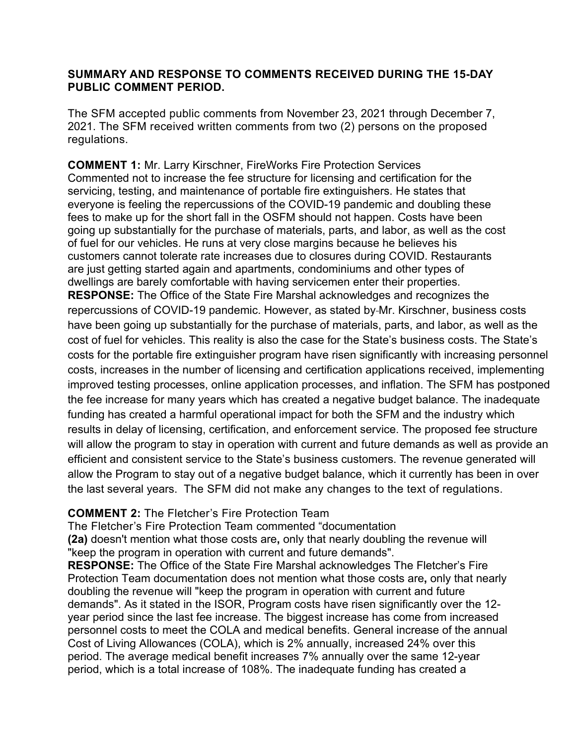**SUMMARY AND RESPONSE TO COMMENTS RECEIVED DURING THE 15-DAY PUBLIC COMMENT PERIOD.**

The SFM accepted public comments from November 23, 2021 through December 7, 2021. The SFM received written comments from two (2) persons on the proposed regulations.

**COMMENT 1:** Mr. Larry Kirschner, FireWorks Fire Protection Services
Commented not to increase the fee structure for licensing and certification for the servicing, testing, and maintenance of portable fire extinguishers. He states that everyone is feeling the repercussions of the COVID-19 pandemic and doubling these fees to make up for the short fall in the OSFM should not happen. Costs have been going up substantially for the purchase of materials, parts, and labor, as well as the cost of fuel for our vehicles. He runs at very close margins because he believes his customers cannot tolerate rate increases due to closures during COVID. Restaurants are just getting started again and apartments, condominiums and other types of dwellings are barely comfortable with having servicemen enter their properties.
**RESPONSE:** The Office of the State Fire Marshal acknowledges and recognizes the repercussions of COVID-19 pandemic. However, as stated by Mr. Kirschner, business costs have been going up substantially for the purchase of materials, parts, and labor, as well as the cost of fuel for vehicles. This reality is also the case for the State's business costs. The State's costs for the portable fire extinguisher program have risen significantly with increasing personnel costs, increases in the number of licensing and certification applications received, implementing improved testing processes, online application processes, and inflation. The SFM has postponed the fee increase for many years which has created a negative budget balance. The inadequate funding has created a harmful operational impact for both the SFM and the industry which results in delay of licensing, certification, and enforcement service. The proposed fee structure will allow the program to stay in operation with current and future demands as well as provide an efficient and consistent service to the State's business customers. The revenue generated will allow the Program to stay out of a negative budget balance, which it currently has been in over the last several years. The SFM did not make any changes to the text of regulations.

**COMMENT 2:** The Fletcher's Fire Protection Team
The Fletcher's Fire Protection Team commented "documentation
**(2a)** doesn't mention what those costs are**,** only that nearly doubling the revenue will "keep the program in operation with current and future demands".
**RESPONSE:** The Office of the State Fire Marshal acknowledges The Fletcher's Fire Protection Team documentation does not mention what those costs are**,** only that nearly doubling the revenue will "keep the program in operation with current and future demands". As it stated in the ISOR, Program costs have risen significantly over the 12-year period since the last fee increase. The biggest increase has come from increased personnel costs to meet the COLA and medical benefits. General increase of the annual Cost of Living Allowances (COLA), which is 2% annually, increased 24% over this period. The average medical benefit increases 7% annually over the same 12-year period, which is a total increase of 108%. The inadequate funding has created a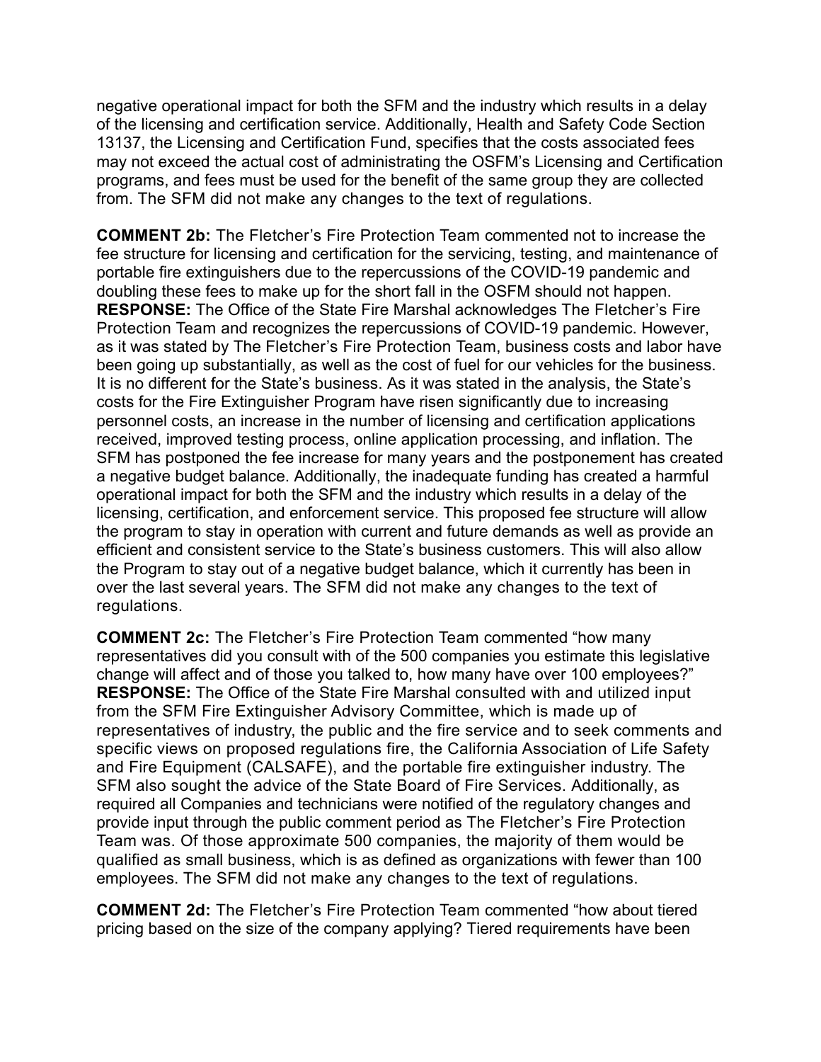negative operational impact for both the SFM and the industry which results in a delay of the licensing and certification service. Additionally, Health and Safety Code Section 13137, the Licensing and Certification Fund, specifies that the costs associated fees may not exceed the actual cost of administrating the OSFM's Licensing and Certification programs, and fees must be used for the benefit of the same group they are collected from. The SFM did not make any changes to the text of regulations.

**COMMENT 2b:** The Fletcher's Fire Protection Team commented not to increase the fee structure for licensing and certification for the servicing, testing, and maintenance of portable fire extinguishers due to the repercussions of the COVID-19 pandemic and doubling these fees to make up for the short fall in the OSFM should not happen.
**RESPONSE:** The Office of the State Fire Marshal acknowledges The Fletcher's Fire Protection Team and recognizes the repercussions of COVID-19 pandemic. However, as it was stated by The Fletcher's Fire Protection Team, business costs and labor have been going up substantially, as well as the cost of fuel for our vehicles for the business. It is no different for the State's business. As it was stated in the analysis, the State's costs for the Fire Extinguisher Program have risen significantly due to increasing personnel costs, an increase in the number of licensing and certification applications received, improved testing process, online application processing, and inflation. The SFM has postponed the fee increase for many years and the postponement has created a negative budget balance. Additionally, the inadequate funding has created a harmful operational impact for both the SFM and the industry which results in a delay of the licensing, certification, and enforcement service. This proposed fee structure will allow the program to stay in operation with current and future demands as well as provide an efficient and consistent service to the State's business customers. This will also allow the Program to stay out of a negative budget balance, which it currently has been in over the last several years. The SFM did not make any changes to the text of regulations.

**COMMENT 2c:** The Fletcher's Fire Protection Team commented "how many representatives did you consult with of the 500 companies you estimate this legislative change will affect and of those you talked to, how many have over 100 employees?"
**RESPONSE:** The Office of the State Fire Marshal consulted with and utilized input from the SFM Fire Extinguisher Advisory Committee, which is made up of representatives of industry, the public and the fire service and to seek comments and specific views on proposed regulations fire, the California Association of Life Safety and Fire Equipment (CALSAFE), and the portable fire extinguisher industry. The SFM also sought the advice of the State Board of Fire Services. Additionally, as required all Companies and technicians were notified of the regulatory changes and provide input through the public comment period as The Fletcher's Fire Protection Team was. Of those approximate 500 companies, the majority of them would be qualified as small business, which is as defined as organizations with fewer than 100 employees. The SFM did not make any changes to the text of regulations.

**COMMENT 2d:** The Fletcher's Fire Protection Team commented "how about tiered pricing based on the size of the company applying? Tiered requirements have been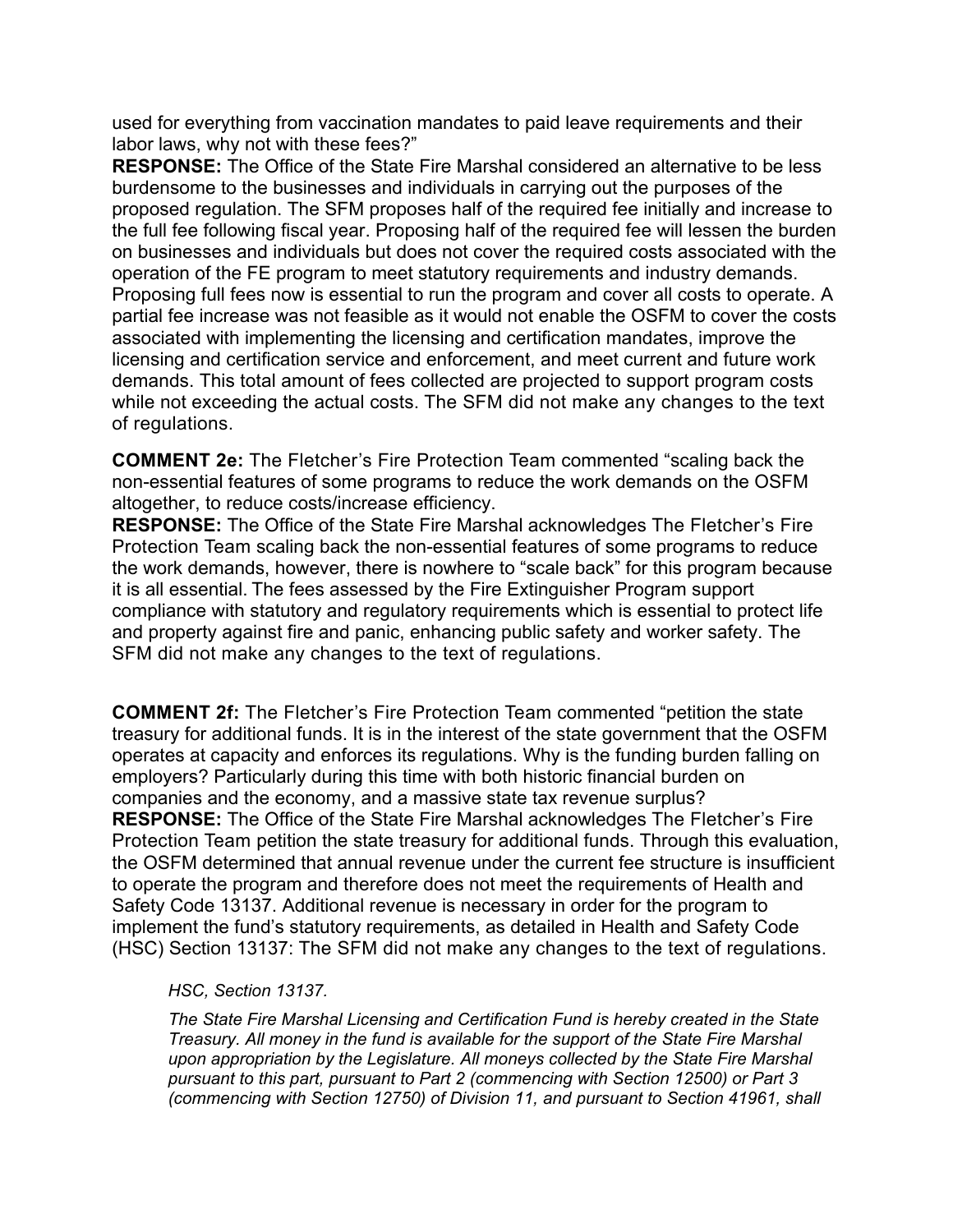used for everything from vaccination mandates to paid leave requirements and their labor laws, why not with these fees?"

**RESPONSE:** The Office of the State Fire Marshal considered an alternative to be less burdensome to the businesses and individuals in carrying out the purposes of the proposed regulation. The SFM proposes half of the required fee initially and increase to the full fee following fiscal year. Proposing half of the required fee will lessen the burden on businesses and individuals but does not cover the required costs associated with the operation of the FE program to meet statutory requirements and industry demands. Proposing full fees now is essential to run the program and cover all costs to operate. A partial fee increase was not feasible as it would not enable the OSFM to cover the costs associated with implementing the licensing and certification mandates, improve the licensing and certification service and enforcement, and meet current and future work demands. This total amount of fees collected are projected to support program costs while not exceeding the actual costs. The SFM did not make any changes to the text of regulations.

**COMMENT 2e:** The Fletcher's Fire Protection Team commented "scaling back the non-essential features of some programs to reduce the work demands on the OSFM altogether, to reduce costs/increase efficiency.

**RESPONSE:** The Office of the State Fire Marshal acknowledges The Fletcher's Fire Protection Team scaling back the non-essential features of some programs to reduce the work demands, however, there is nowhere to "scale back" for this program because it is all essential. The fees assessed by the Fire Extinguisher Program support compliance with statutory and regulatory requirements which is essential to protect life and property against fire and panic, enhancing public safety and worker safety. The SFM did not make any changes to the text of regulations.

**COMMENT 2f:** The Fletcher's Fire Protection Team commented "petition the state treasury for additional funds. It is in the interest of the state government that the OSFM operates at capacity and enforces its regulations. Why is the funding burden falling on employers? Particularly during this time with both historic financial burden on companies and the economy, and a massive state tax revenue surplus?

**RESPONSE:** The Office of the State Fire Marshal acknowledges The Fletcher's Fire Protection Team petition the state treasury for additional funds. Through this evaluation, the OSFM determined that annual revenue under the current fee structure is insufficient to operate the program and therefore does not meet the requirements of Health and Safety Code 13137. Additional revenue is necessary in order for the program to implement the fund's statutory requirements, as detailed in Health and Safety Code (HSC) Section 13137: The SFM did not make any changes to the text of regulations.

> *HSC, Section 13137.*
>
> *The State Fire Marshal Licensing and Certification Fund is hereby created in the State Treasury. All money in the fund is available for the support of the State Fire Marshal upon appropriation by the Legislature. All moneys collected by the State Fire Marshal pursuant to this part, pursuant to Part 2 (commencing with Section 12500) or Part 3 (commencing with Section 12750) of Division 11, and pursuant to Section 41961, shall*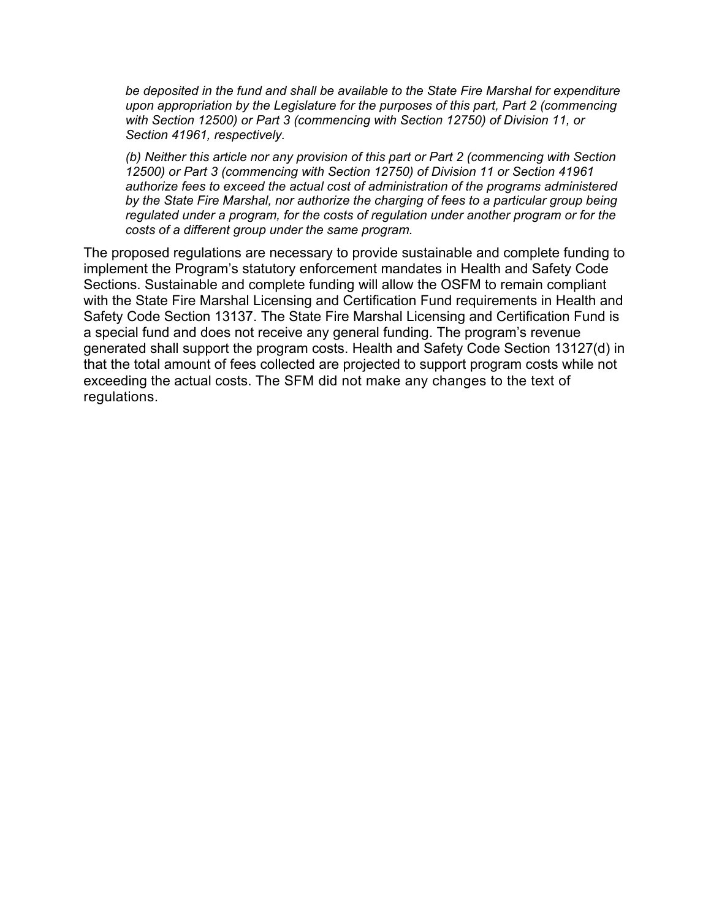*be deposited in the fund and shall be available to the State Fire Marshal for expenditure upon appropriation by the Legislature for the purposes of this part, Part 2 (commencing with Section 12500) or Part 3 (commencing with Section 12750) of Division 11, or Section 41961, respectively.*

*(b) Neither this article nor any provision of this part or Part 2 (commencing with Section 12500) or Part 3 (commencing with Section 12750) of Division 11 or Section 41961 authorize fees to exceed the actual cost of administration of the programs administered by the State Fire Marshal, nor authorize the charging of fees to a particular group being regulated under a program, for the costs of regulation under another program or for the costs of a different group under the same program.*

The proposed regulations are necessary to provide sustainable and complete funding to implement the Program's statutory enforcement mandates in Health and Safety Code Sections. Sustainable and complete funding will allow the OSFM to remain compliant with the State Fire Marshal Licensing and Certification Fund requirements in Health and Safety Code Section 13137. The State Fire Marshal Licensing and Certification Fund is a special fund and does not receive any general funding. The program's revenue generated shall support the program costs. Health and Safety Code Section 13127(d) in that the total amount of fees collected are projected to support program costs while not exceeding the actual costs. The SFM did not make any changes to the text of regulations.